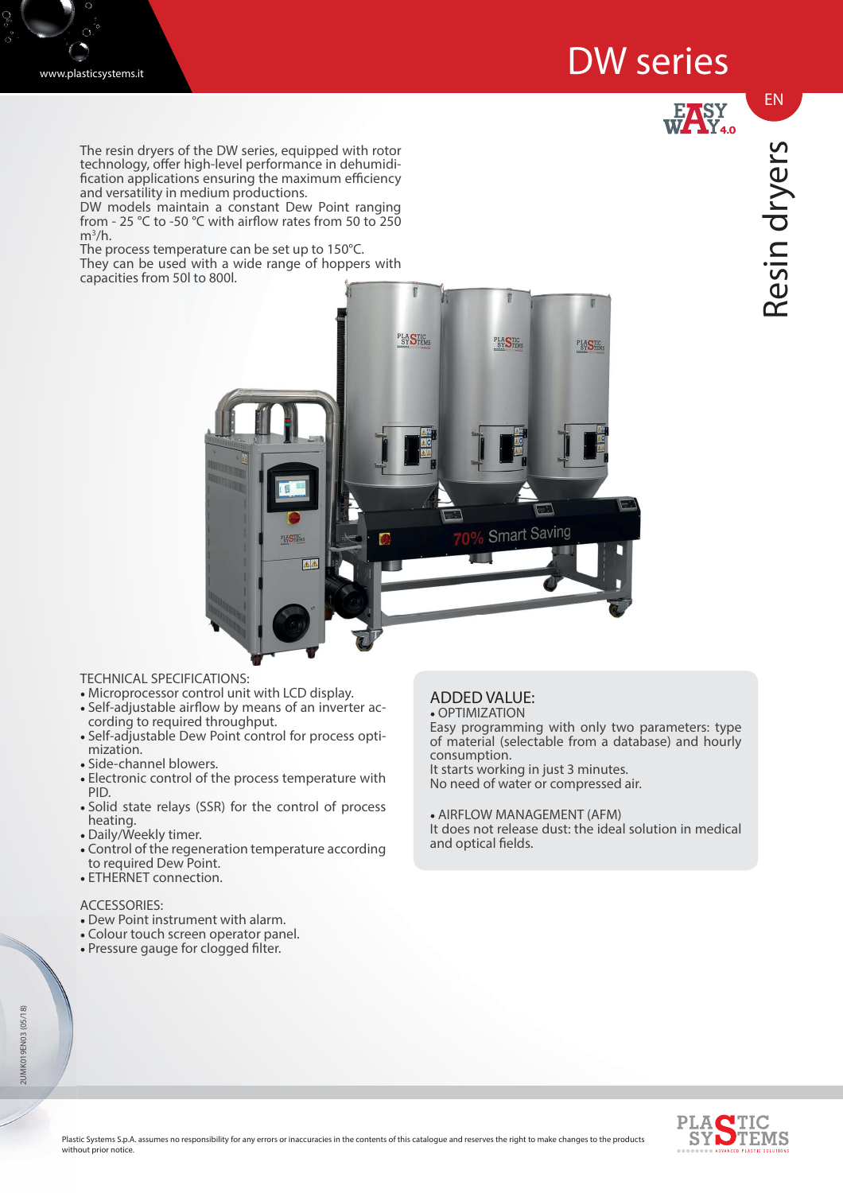# DW series

EN

## Resin dryers

The resin dryers of the DW series, equipped with rotor technology, offer high-level performance in dehumidification applications ensuring the maximum efficiency and versatility in medium productions.
DW models maintain a constant Dew Point ranging from - 25 °C to -50 °C with airflow rates from 50 to 250 m³/h.
The process temperature can be set up to 150°C.
They can be used with a wide range of hoppers with capacities from 50l to 800l.

TECHNICAL SPECIFICATIONS:
- Microprocessor control unit with LCD display.
- Self-adjustable airflow by means of an inverter according to required throughput.
- Self-adjustable Dew Point control for process optimization.
- Side-channel blowers.
- Electronic control of the process temperature with PID.
- Solid state relays (SSR) for the control of process heating.
- Daily/Weekly timer.
- Control of the regeneration temperature according to required Dew Point.
- ETHERNET connection.

ACCESSORIES:
- Dew Point instrument with alarm.
- Colour touch screen operator panel.
- Pressure gauge for clogged filter.

ADDED VALUE:
- OPTIMIZATION

Easy programming with only two parameters: type of material (selectable from a database) and hourly consumption.
It starts working in just 3 minutes.
No need of water or compressed air.

- AIRFLOW MANAGEMENT (AFM)

It does not release dust: the ideal solution in medical and optical fields.

2UMK019EN03 (05/18)

Plastic Systems S.p.A. assumes no responsibility for any errors or inaccuracies in the contents of this catalogue and reserves the right to make changes to the products without prior notice.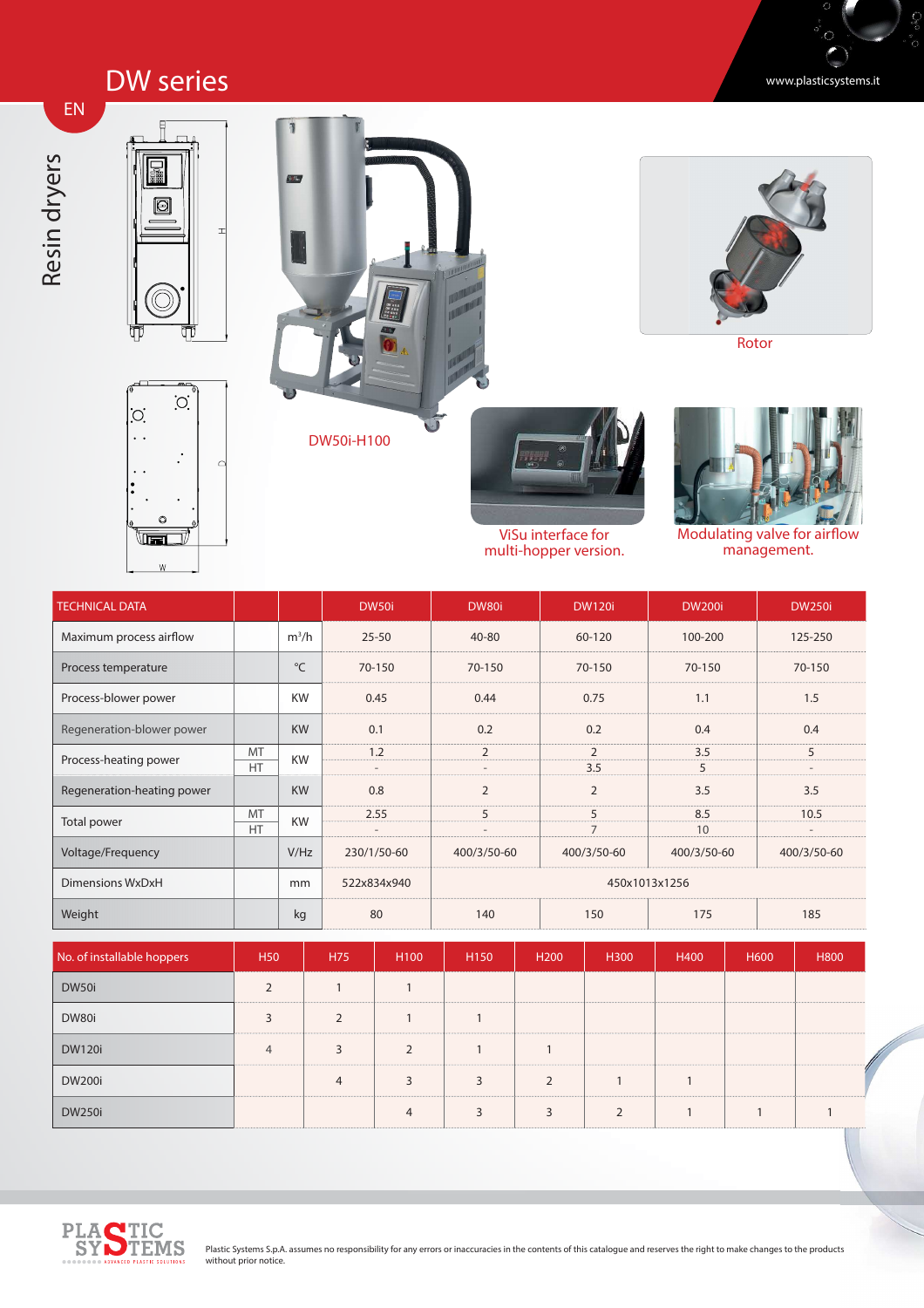# DW series

EN

Resin dryers

www.plasticsystems.it

DW50i-H100

Rotor

ViSu interface for multi-hopper version.

Modulating valve for airflow management.

| TECHNICAL DATA | | | DW50i | DW80i | DW120i | DW200i | DW250i |
|---|---|---|---|---|---|---|---|
| Maximum process airflow | | m³/h | 25-50 | 40-80 | 60-120 | 100-200 | 125-250 |
| Process temperature | | °C | 70-150 | 70-150 | 70-150 | 70-150 | 70-150 |
| Process-blower power | | KW | 0.45 | 0.44 | 0.75 | 1.1 | 1.5 |
| Regeneration-blower power | | KW | 0.1 | 0.2 | 0.2 | 0.4 | 0.4 |
| Process-heating power | MT | KW | 1.2 | 2 | 2 | 3.5 | 5 |
| | HT | | - | - | 3.5 | 5 | - |
| Regeneration-heating power | | KW | 0.8 | 2 | 2 | 3.5 | 3.5 |
| Total power | MT | KW | 2.55 | 5 | 5 | 8.5 | 10.5 |
| | HT | | - | - | 7 | 10 | - |
| Voltage/Frequency | | V/Hz | 230/1/50-60 | 400/3/50-60 | 400/3/50-60 | 400/3/50-60 | 400/3/50-60 |
| Dimensions WxDxH | | mm | 522x834x940 | 450x1013x1256 | | | |
| Weight | | kg | 80 | 140 | 150 | 175 | 185 |

| No. of installable hoppers | H50 | H75 | H100 | H150 | H200 | H300 | H400 | H600 | H800 |
|---|---|---|---|---|---|---|---|---|---|
| DW50i | 2 | 1 | 1 | | | | | | |
| DW80i | 3 | 2 | 1 | 1 | | | | | |
| DW120i | 4 | 3 | 2 | 1 | 1 | | | | |
| DW200i | | 4 | 3 | 3 | 2 | 1 | 1 | | |
| DW250i | | | 4 | 3 | 3 | 2 | 1 | 1 | 1 |

PLASTIC SYSTEMS ADVANCED PLASTIC SOLUTIONS

Plastic Systems S.p.A. assumes no responsibility for any errors or inaccuracies in the contents of this catalogue and reserves the right to make changes to the products without prior notice.